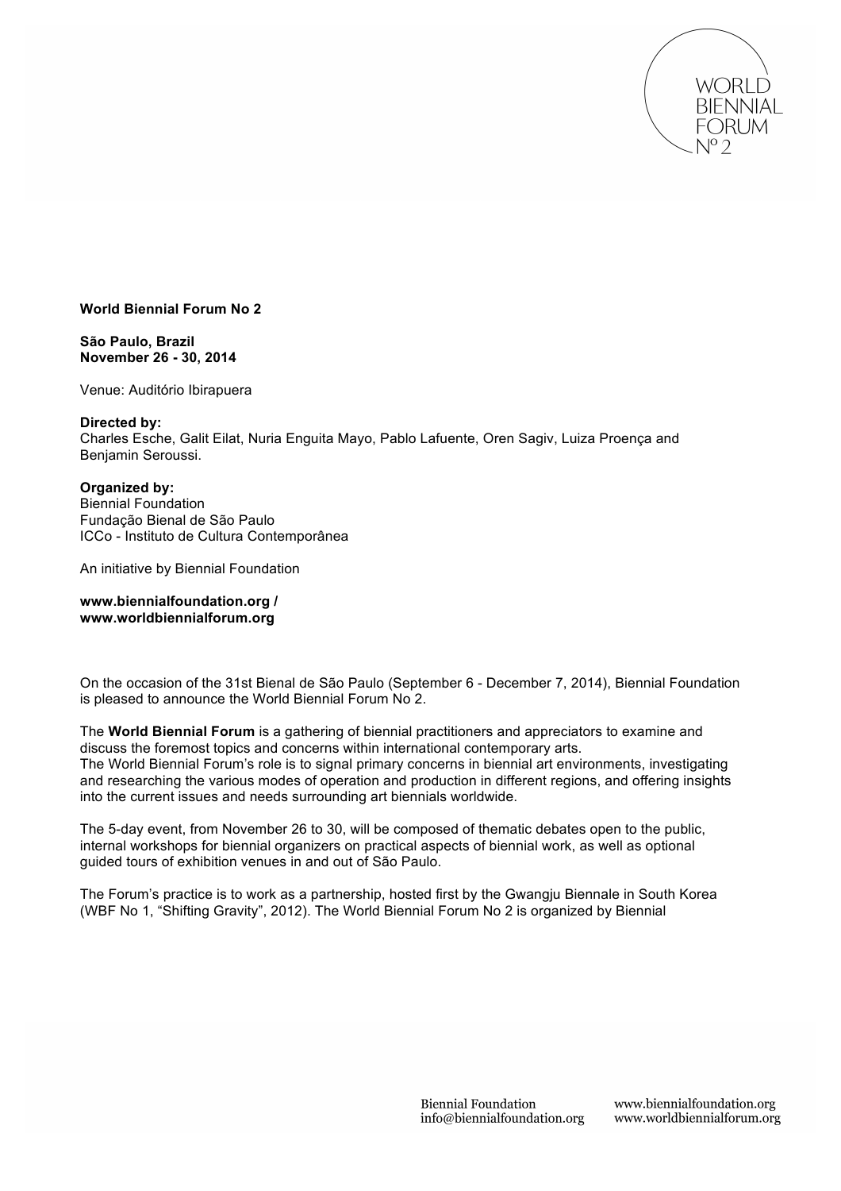**World Biennial Forum No 2**

**São Paulo, Brazil**
**November 26 - 30, 2014**

Venue: Auditório Ibirapuera

**Directed by:**
Charles Esche, Galit Eilat, Nuria Enguita Mayo, Pablo Lafuente, Oren Sagiv, Luiza Proença and Benjamin Seroussi.

**Organized by:**
Biennial Foundation
Fundação Bienal de São Paulo
ICCo - Instituto de Cultura Contemporânea

An initiative by Biennial Foundation

**www.biennialfoundation.org /**
**www.worldbiennialforum.org**

On the occasion of the 31st Bienal de São Paulo (September 6 - December 7, 2014), Biennial Foundation is pleased to announce the World Biennial Forum No 2.

The **World Biennial Forum** is a gathering of biennial practitioners and appreciators to examine and discuss the foremost topics and concerns within international contemporary arts.
The World Biennial Forum's role is to signal primary concerns in biennial art environments, investigating and researching the various modes of operation and production in different regions, and offering insights into the current issues and needs surrounding art biennials worldwide.

The 5-day event, from November 26 to 30, will be composed of thematic debates open to the public, internal workshops for biennial organizers on practical aspects of biennial work, as well as optional guided tours of exhibition venues in and out of São Paulo.

The Forum's practice is to work as a partnership, hosted first by the Gwangju Biennale in South Korea (WBF No 1, "Shifting Gravity", 2012). The World Biennial Forum No 2 is organized by Biennial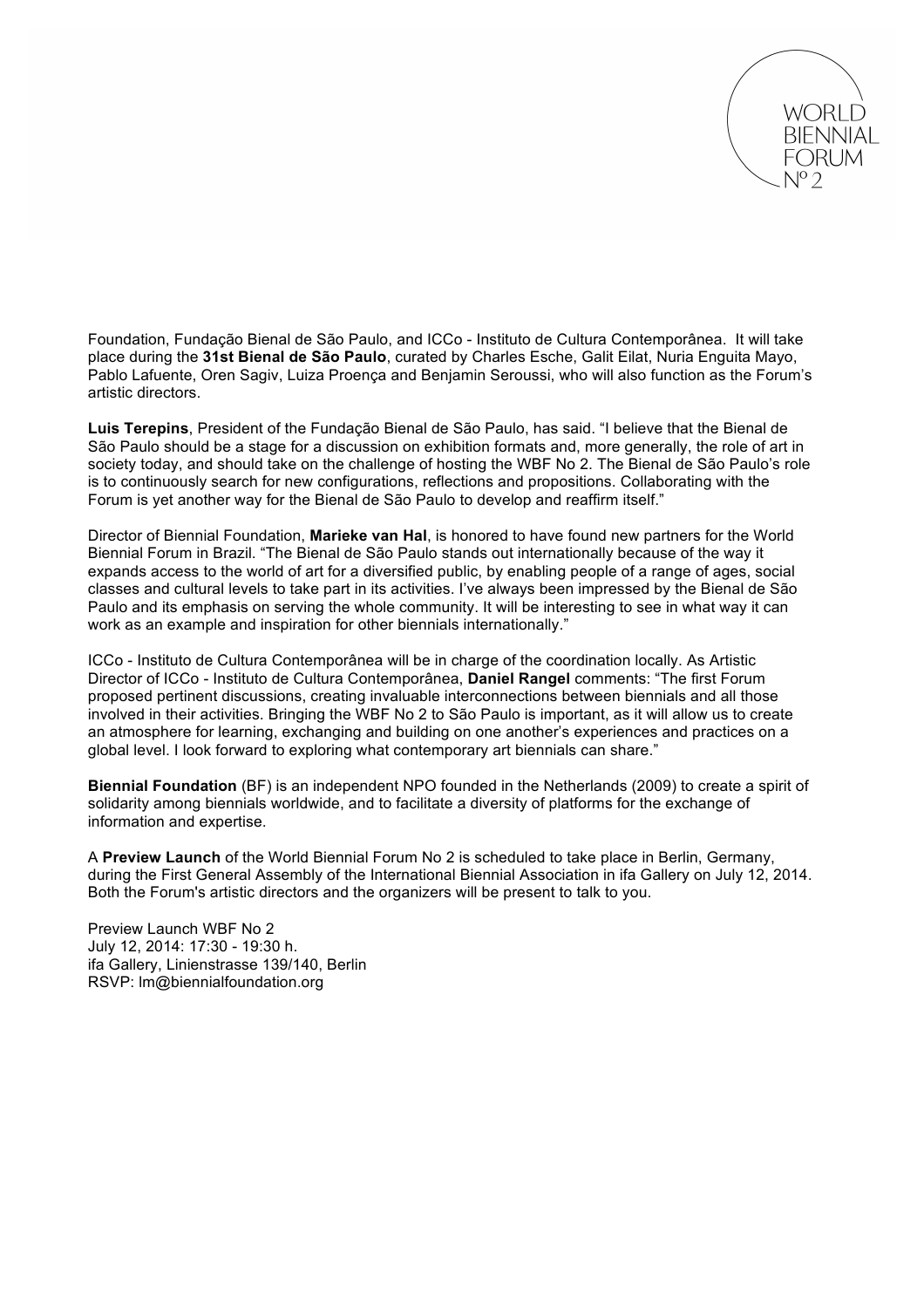Foundation, Fundação Bienal de São Paulo, and ICCo - Instituto de Cultura Contemporânea. It will take place during the **31st Bienal de São Paulo**, curated by Charles Esche, Galit Eilat, Nuria Enguita Mayo, Pablo Lafuente, Oren Sagiv, Luiza Proença and Benjamin Seroussi, who will also function as the Forum's artistic directors.

**Luis Terepins**, President of the Fundação Bienal de São Paulo, has said. "I believe that the Bienal de São Paulo should be a stage for a discussion on exhibition formats and, more generally, the role of art in society today, and should take on the challenge of hosting the WBF No 2. The Bienal de São Paulo's role is to continuously search for new configurations, reflections and propositions. Collaborating with the Forum is yet another way for the Bienal de São Paulo to develop and reaffirm itself."

Director of Biennial Foundation, **Marieke van Hal**, is honored to have found new partners for the World Biennial Forum in Brazil. "The Bienal de São Paulo stands out internationally because of the way it expands access to the world of art for a diversified public, by enabling people of a range of ages, social classes and cultural levels to take part in its activities. I've always been impressed by the Bienal de São Paulo and its emphasis on serving the whole community. It will be interesting to see in what way it can work as an example and inspiration for other biennials internationally."

ICCo - Instituto de Cultura Contemporânea will be in charge of the coordination locally. As Artistic Director of ICCo - Instituto de Cultura Contemporânea, **Daniel Rangel** comments: "The first Forum proposed pertinent discussions, creating invaluable interconnections between biennials and all those involved in their activities. Bringing the WBF No 2 to São Paulo is important, as it will allow us to create an atmosphere for learning, exchanging and building on one another's experiences and practices on a global level. I look forward to exploring what contemporary art biennials can share."

**Biennial Foundation** (BF) is an independent NPO founded in the Netherlands (2009) to create a spirit of solidarity among biennials worldwide, and to facilitate a diversity of platforms for the exchange of information and expertise.

A **Preview Launch** of the World Biennial Forum No 2 is scheduled to take place in Berlin, Germany, during the First General Assembly of the International Biennial Association in ifa Gallery on July 12, 2014. Both the Forum's artistic directors and the organizers will be present to talk to you.

Preview Launch WBF No 2
July 12, 2014: 17:30 - 19:30 h.
ifa Gallery, Linienstrasse 139/140, Berlin
RSVP: lm@biennialfoundation.org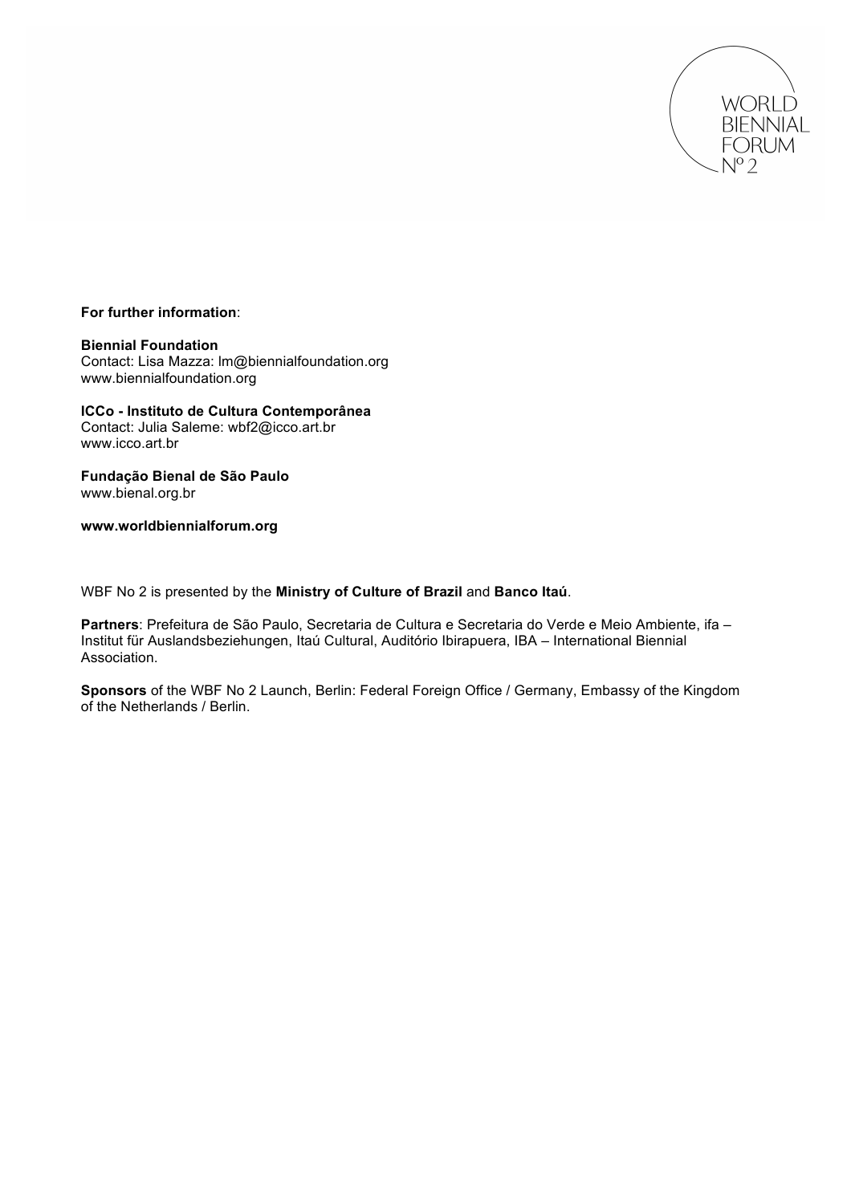**For further information**:

**Biennial Foundation**
Contact: Lisa Mazza: lm@biennialfoundation.org
www.biennialfoundation.org

**ICCo - Instituto de Cultura Contemporânea**
Contact: Julia Saleme: wbf2@icco.art.br
www.icco.art.br

**Fundação Bienal de São Paulo**
www.bienal.org.br

**www.worldbiennialforum.org**

WBF No 2 is presented by the **Ministry of Culture of Brazil** and **Banco Itaú**.

**Partners**: Prefeitura de São Paulo, Secretaria de Cultura e Secretaria do Verde e Meio Ambiente, ifa – Institut für Auslandsbeziehungen, Itaú Cultural, Auditório Ibirapuera, IBA – International Biennial Association.

**Sponsors** of the WBF No 2 Launch, Berlin: Federal Foreign Office / Germany, Embassy of the Kingdom of the Netherlands / Berlin.